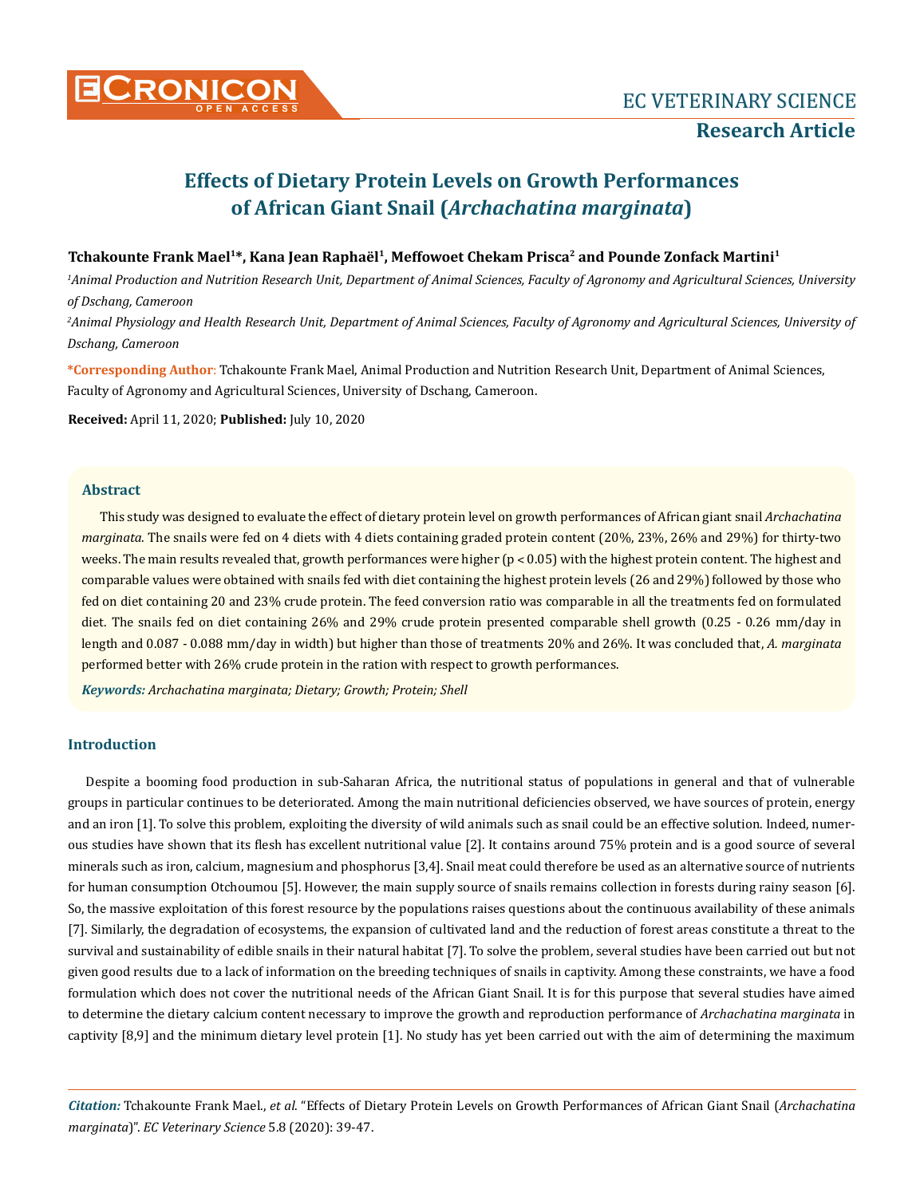# Effects of Dietary Protein Levels on Growth Performances of African Giant Snail (*Archachatina marginata*)

**Tchakounte Frank Mael[1]*, Kana Jean Raphaël[1], Meffowoet Chekam Prisca[2] and Pounde Zonfack Martini[1]**

*[1]Animal Production and Nutrition Research Unit, Department of Animal Sciences, Faculty of Agronomy and Agricultural Sciences, University of Dschang, Cameroon*

*[2]Animal Physiology and Health Research Unit, Department of Animal Sciences, Faculty of Agronomy and Agricultural Sciences, University of Dschang, Cameroon*

**\*Corresponding Author**: Tchakounte Frank Mael, Animal Production and Nutrition Research Unit, Department of Animal Sciences, Faculty of Agronomy and Agricultural Sciences, University of Dschang, Cameroon.

**Received:** April 11, 2020; **Published:** July 10, 2020

## Abstract

This study was designed to evaluate the effect of dietary protein level on growth performances of African giant snail *Archachatina marginata*. The snails were fed on 4 diets with 4 diets containing graded protein content (20%, 23%, 26% and 29%) for thirty-two weeks. The main results revealed that, growth performances were higher ($p < 0.05$) with the highest protein content. The highest and comparable values were obtained with snails fed with diet containing the highest protein levels (26 and 29%) followed by those who fed on diet containing 20 and 23% crude protein. The feed conversion ratio was comparable in all the treatments fed on formulated diet. The snails fed on diet containing 26% and 29% crude protein presented comparable shell growth (0.25 - 0.26 mm/day in length and 0.087 - 0.088 mm/day in width) but higher than those of treatments 20% and 26%. It was concluded that, *A. marginata* performed better with 26% crude protein in the ration with respect to growth performances.

***Keywords:*** *Archachatina marginata; Dietary; Growth; Protein; Shell*

## Introduction

Despite a booming food production in sub-Saharan Africa, the nutritional status of populations in general and that of vulnerable groups in particular continues to be deteriorated. Among the main nutritional deficiencies observed, we have sources of protein, energy and an iron [1]. To solve this problem, exploiting the diversity of wild animals such as snail could be an effective solution. Indeed, numerous studies have shown that its flesh has excellent nutritional value [2]. It contains around 75% protein and is a good source of several minerals such as iron, calcium, magnesium and phosphorus [3,4]. Snail meat could therefore be used as an alternative source of nutrients for human consumption Otchoumou [5]. However, the main supply source of snails remains collection in forests during rainy season [6]. So, the massive exploitation of this forest resource by the populations raises questions about the continuous availability of these animals [7]. Similarly, the degradation of ecosystems, the expansion of cultivated land and the reduction of forest areas constitute a threat to the survival and sustainability of edible snails in their natural habitat [7]. To solve the problem, several studies have been carried out but not given good results due to a lack of information on the breeding techniques of snails in captivity. Among these constraints, we have a food formulation which does not cover the nutritional needs of the African Giant Snail. It is for this purpose that several studies have aimed to determine the dietary calcium content necessary to improve the growth and reproduction performance of *Archachatina marginata* in captivity [8,9] and the minimum dietary level protein [1]. No study has yet been carried out with the aim of determining the maximum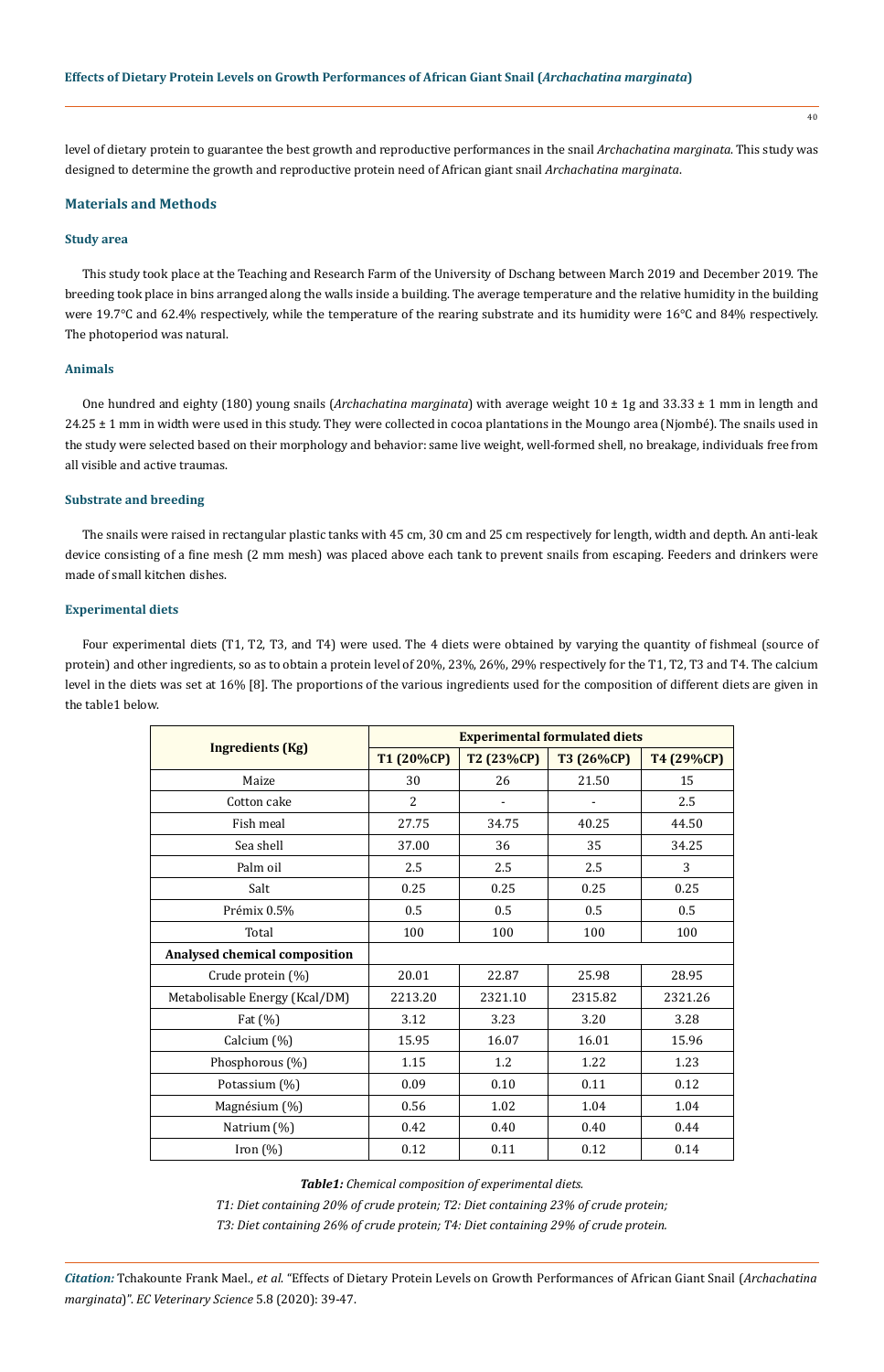level of dietary protein to guarantee the best growth and reproductive performances in the snail *Archachatina marginata*. This study was designed to determine the growth and reproductive protein need of African giant snail *Archachatina marginata*.

## Materials and Methods

### Study area

This study took place at the Teaching and Research Farm of the University of Dschang between March 2019 and December 2019. The breeding took place in bins arranged along the walls inside a building. The average temperature and the relative humidity in the building were 19.7°C and 62.4% respectively, while the temperature of the rearing substrate and its humidity were 16°C and 84% respectively. The photoperiod was natural.

### Animals

One hundred and eighty (180) young snails (*Archachatina marginata*) with average weight 10 ± 1g and 33.33 ± 1 mm in length and 24.25 ± 1 mm in width were used in this study. They were collected in cocoa plantations in the Moungo area (Njombé). The snails used in the study were selected based on their morphology and behavior: same live weight, well-formed shell, no breakage, individuals free from all visible and active traumas.

### Substrate and breeding

The snails were raised in rectangular plastic tanks with 45 cm, 30 cm and 25 cm respectively for length, width and depth. An anti-leak device consisting of a fine mesh (2 mm mesh) was placed above each tank to prevent snails from escaping. Feeders and drinkers were made of small kitchen dishes.

### Experimental diets

Four experimental diets (T1, T2, T3, and T4) were used. The 4 diets were obtained by varying the quantity of fishmeal (source of protein) and other ingredients, so as to obtain a protein level of 20%, 23%, 26%, 29% respectively for the T1, T2, T3 and T4. The calcium level in the diets was set at 16% [8]. The proportions of the various ingredients used for the composition of different diets are given in the table1 below.

| Ingredients (Kg) | Experimental formulated diets | | | |
|---|---|---|---|---|
| | T1 (20%CP) | T2 (23%CP) | T3 (26%CP) | T4 (29%CP) |
| Maize | 30 | 26 | 21.50 | 15 |
| Cotton cake | 2 | - | - | 2.5 |
| Fish meal | 27.75 | 34.75 | 40.25 | 44.50 |
| Sea shell | 37.00 | 36 | 35 | 34.25 |
| Palm oil | 2.5 | 2.5 | 2.5 | 3 |
| Salt | 0.25 | 0.25 | 0.25 | 0.25 |
| Prémix 0.5% | 0.5 | 0.5 | 0.5 | 0.5 |
| Total | 100 | 100 | 100 | 100 |
| **Analysed chemical composition** | | | | |
| Crude protein (%) | 20.01 | 22.87 | 25.98 | 28.95 |
| Metabolisable Energy (Kcal/DM) | 2213.20 | 2321.10 | 2315.82 | 2321.26 |
| Fat (%) | 3.12 | 3.23 | 3.20 | 3.28 |
| Calcium (%) | 15.95 | 16.07 | 16.01 | 15.96 |
| Phosphorous (%) | 1.15 | 1.2 | 1.22 | 1.23 |
| Potassium (%) | 0.09 | 0.10 | 0.11 | 0.12 |
| Magnésium (%) | 0.56 | 1.02 | 1.04 | 1.04 |
| Natrium (%) | 0.42 | 0.40 | 0.40 | 0.44 |
| Iron (%) | 0.12 | 0.11 | 0.12 | 0.14 |

***Table1:*** *Chemical composition of experimental diets.*

*T1: Diet containing 20% of crude protein; T2: Diet containing 23% of crude protein;*

*T3: Diet containing 26% of crude protein; T4: Diet containing 29% of crude protein.*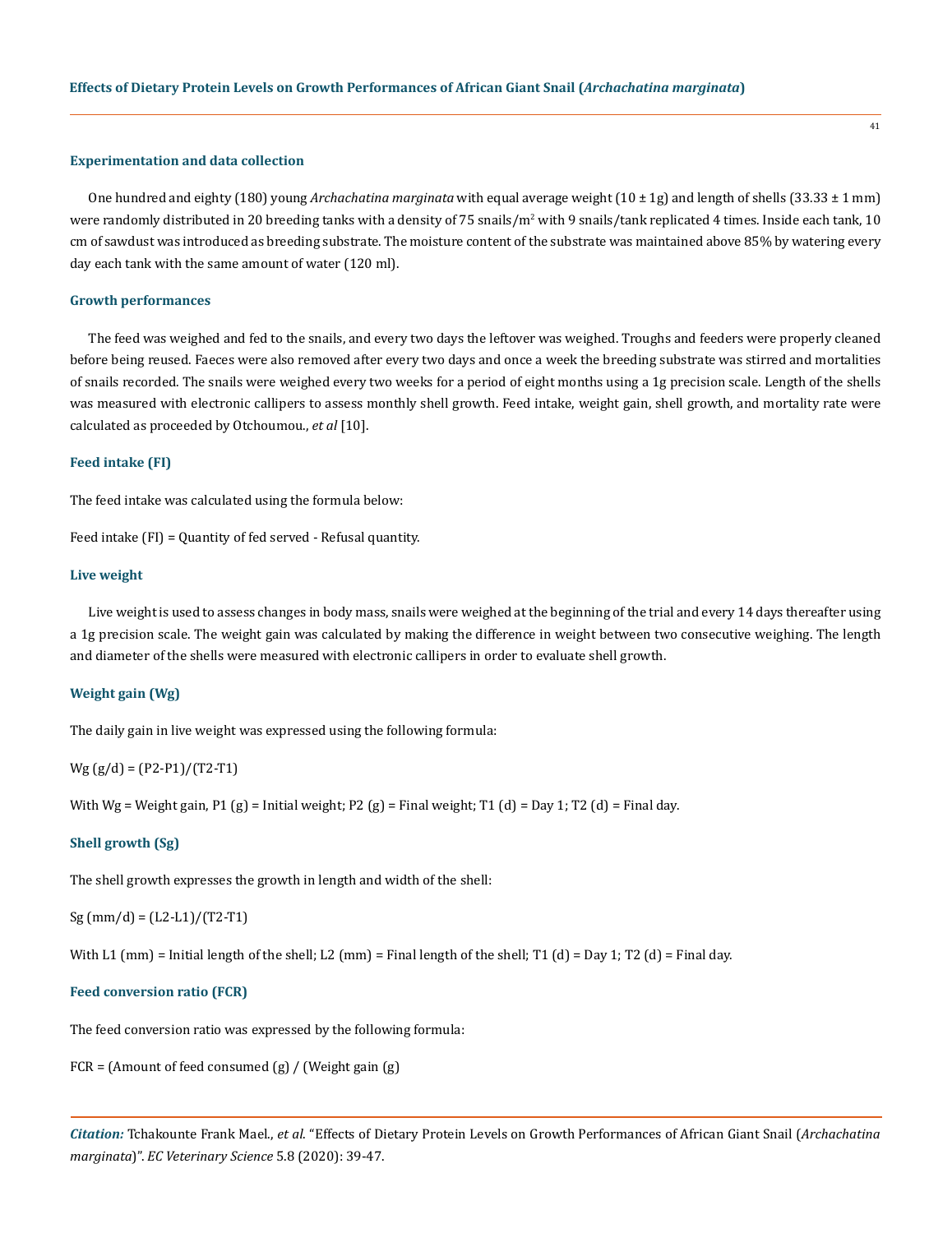### Experimentation and data collection

One hundred and eighty (180) young *Archachatina marginata* with equal average weight (10 ± 1g) and length of shells (33.33 ± 1 mm) were randomly distributed in 20 breeding tanks with a density of 75 snails/$m^2$ with 9 snails/tank replicated 4 times. Inside each tank, 10 cm of sawdust was introduced as breeding substrate. The moisture content of the substrate was maintained above 85% by watering every day each tank with the same amount of water (120 ml).

### Growth performances

The feed was weighed and fed to the snails, and every two days the leftover was weighed. Troughs and feeders were properly cleaned before being reused. Faeces were also removed after every two days and once a week the breeding substrate was stirred and mortalities of snails recorded. The snails were weighed every two weeks for a period of eight months using a 1g precision scale. Length of the shells was measured with electronic callipers to assess monthly shell growth. Feed intake, weight gain, shell growth, and mortality rate were calculated as proceeded by Otchoumou., *et al* [10].

### Feed intake (FI)

The feed intake was calculated using the formula below:

Feed intake (FI) = Quantity of fed served - Refusal quantity.

### Live weight

Live weight is used to assess changes in body mass, snails were weighed at the beginning of the trial and every 14 days thereafter using a 1g precision scale. The weight gain was calculated by making the difference in weight between two consecutive weighing. The length and diameter of the shells were measured with electronic callipers in order to evaluate shell growth.

### Weight gain (Wg)

The daily gain in live weight was expressed using the following formula:

$$Wg\ (g/d) = (P2-P1)/(T2-T1)$$

With Wg = Weight gain, P1 (g) = Initial weight; P2 (g) = Final weight; T1 (d) = Day 1; T2 (d) = Final day.

### Shell growth (Sg)

The shell growth expresses the growth in length and width of the shell:

$$Sg\ (mm/d) = (L2-L1)/(T2-T1)$$

With L1 (mm) = Initial length of the shell; L2 (mm) = Final length of the shell; T1 (d) = Day 1; T2 (d) = Final day.

### Feed conversion ratio (FCR)

The feed conversion ratio was expressed by the following formula:

FCR = (Amount of feed consumed (g) / (Weight gain (g)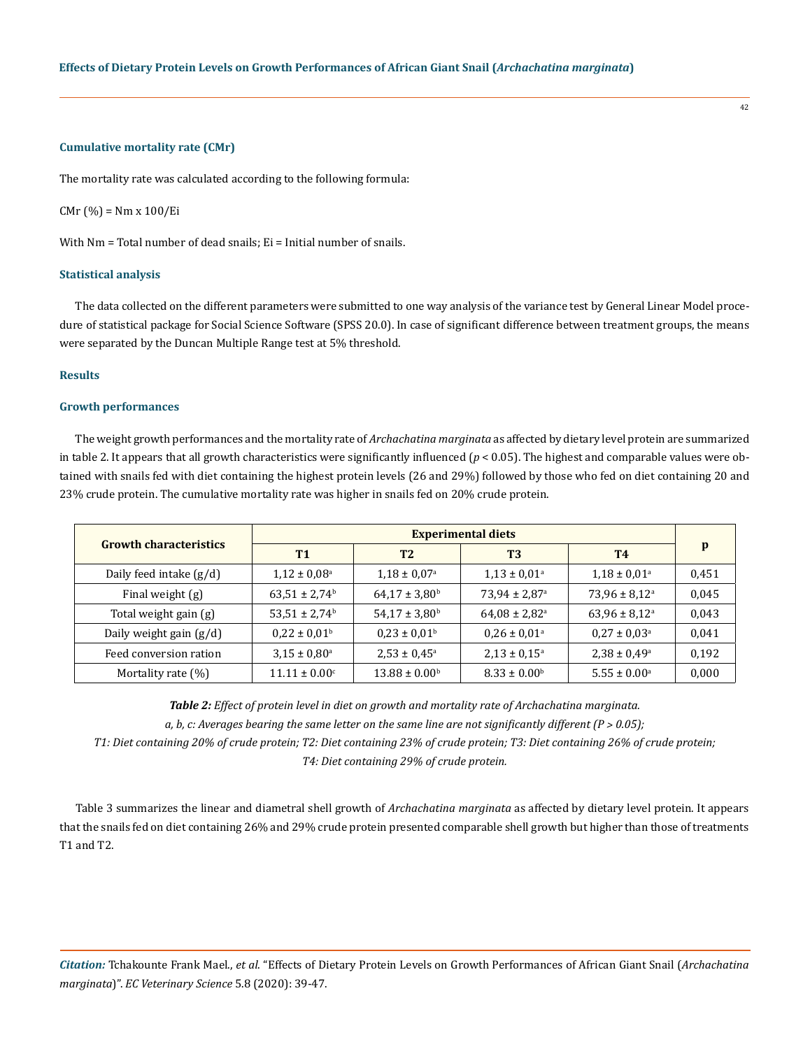### Cumulative mortality rate (CMr)

The mortality rate was calculated according to the following formula:

CMr (%) = Nm x 100/Ei

With Nm = Total number of dead snails; Ei = Initial number of snails.

### Statistical analysis

The data collected on the different parameters were submitted to one way analysis of the variance test by General Linear Model procedure of statistical package for Social Science Software (SPSS 20.0). In case of significant difference between treatment groups, the means were separated by the Duncan Multiple Range test at 5% threshold.

## Results

### Growth performances

The weight growth performances and the mortality rate of *Archachatina marginata* as affected by dietary level protein are summarized in table 2. It appears that all growth characteristics were significantly influenced ($p < 0.05$). The highest and comparable values were obtained with snails fed with diet containing the highest protein levels (26 and 29%) followed by those who fed on diet containing 20 and 23% crude protein. The cumulative mortality rate was higher in snails fed on 20% crude protein.

| Growth characteristics | Experimental diets | | | | p |
|---|---|---|---|---|---|
| | T1 | T2 | T3 | T4 | |
| Daily feed intake (g/d) | $1,12 \pm 0,08^a$ | $1,18 \pm 0,07^a$ | $1,13 \pm 0,01^a$ | $1,18 \pm 0,01^a$ | 0,451 |
| Final weight (g) | $63,51 \pm 2,74^b$ | $64,17 \pm 3,80^b$ | $73,94 \pm 2,87^a$ | $73,96 \pm 8,12^a$ | 0,045 |
| Total weight gain (g) | $53,51 \pm 2,74^b$ | $54,17 \pm 3,80^b$ | $64,08 \pm 2,82^a$ | $63,96 \pm 8,12^a$ | 0,043 |
| Daily weight gain (g/d) | $0,22 \pm 0,01^b$ | $0,23 \pm 0,01^b$ | $0,26 \pm 0,01^a$ | $0,27 \pm 0,03^a$ | 0,041 |
| Feed conversion ration | $3,15 \pm 0,80^a$ | $2,53 \pm 0,45^a$ | $2,13 \pm 0,15^a$ | $2,38 \pm 0,49^a$ | 0,192 |
| Mortality rate (%) | $11.11 \pm 0.00^c$ | $13.88 \pm 0.00^b$ | $8.33 \pm 0.00^b$ | $5.55 \pm 0.00^a$ | 0,000 |

***Table 2:** Effect of protein level in diet on growth and mortality rate of Archachatina marginata.*

*a, b, c: Averages bearing the same letter on the same line are not significantly different (P > 0.05);*

*T1: Diet containing 20% of crude protein; T2: Diet containing 23% of crude protein; T3: Diet containing 26% of crude protein; T4: Diet containing 29% of crude protein.*

Table 3 summarizes the linear and diametral shell growth of *Archachatina marginata* as affected by dietary level protein. It appears that the snails fed on diet containing 26% and 29% crude protein presented comparable shell growth but higher than those of treatments T1 and T2.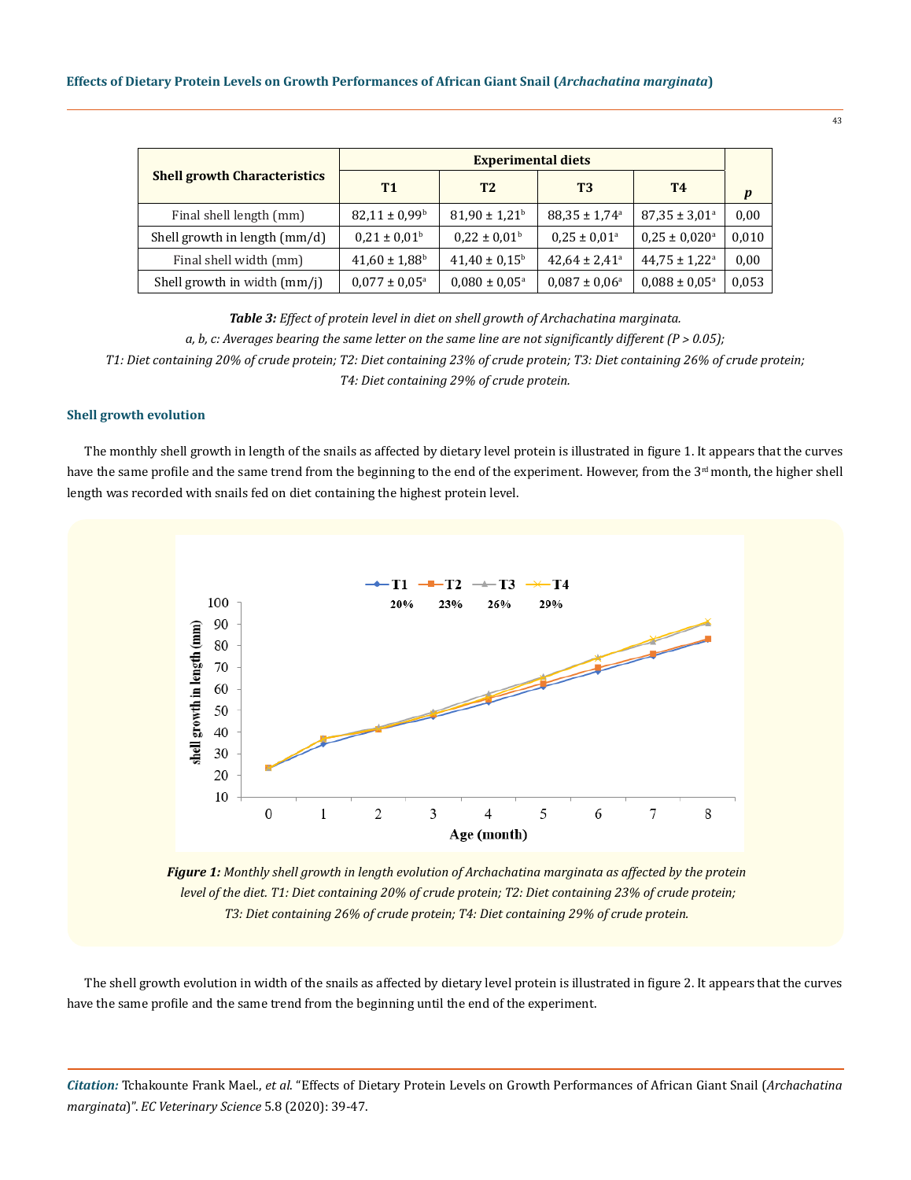| Shell growth Characteristics | Experimental diets | | | | $p$ |
|---|---|---|---|---|---|
| | T1 | T2 | T3 | T4 | |
| Final shell length (mm) | 82,11 ± 0,99[b] | 81,90 ± 1,21[b] | 88,35 ± 1,74[a] | 87,35 ± 3,01[a] | 0,00 |
| Shell growth in length (mm/d) | 0,21 ± 0,01[b] | 0,22 ± 0,01[b] | 0,25 ± 0,01[a] | 0,25 ± 0,020[a] | 0,010 |
| Final shell width (mm) | 41,60 ± 1,88[b] | 41,40 ± 0,15[b] | 42,64 ± 2,41[a] | 44,75 ± 1,22[a] | 0,00 |
| Shell growth in width (mm/j) | 0,077 ± 0,05[a] | 0,080 ± 0,05[a] | 0,087 ± 0,06[a] | 0,088 ± 0,05[a] | 0,053 |

***Table 3:*** *Effect of protein level in diet on shell growth of Archachatina marginata.*

*a, b, c: Averages bearing the same letter on the same line are not significantly different (P > 0.05);*

*T1: Diet containing 20% of crude protein; T2: Diet containing 23% of crude protein; T3: Diet containing 26% of crude protein; T4: Diet containing 29% of crude protein.*

### Shell growth evolution

The monthly shell growth in length of the snails as affected by dietary level protein is illustrated in figure 1. It appears that the curves have the same profile and the same trend from the beginning to the end of the experiment. However, from the 3rd month, the higher shell length was recorded with snails fed on diet containing the highest protein level.

***Figure 1:*** *Monthly shell growth in length evolution of Archachatina marginata as affected by the protein level of the diet. T1: Diet containing 20% of crude protein; T2: Diet containing 23% of crude protein; T3: Diet containing 26% of crude protein; T4: Diet containing 29% of crude protein.*

The shell growth evolution in width of the snails as affected by dietary level protein is illustrated in figure 2. It appears that the curves have the same profile and the same trend from the beginning until the end of the experiment.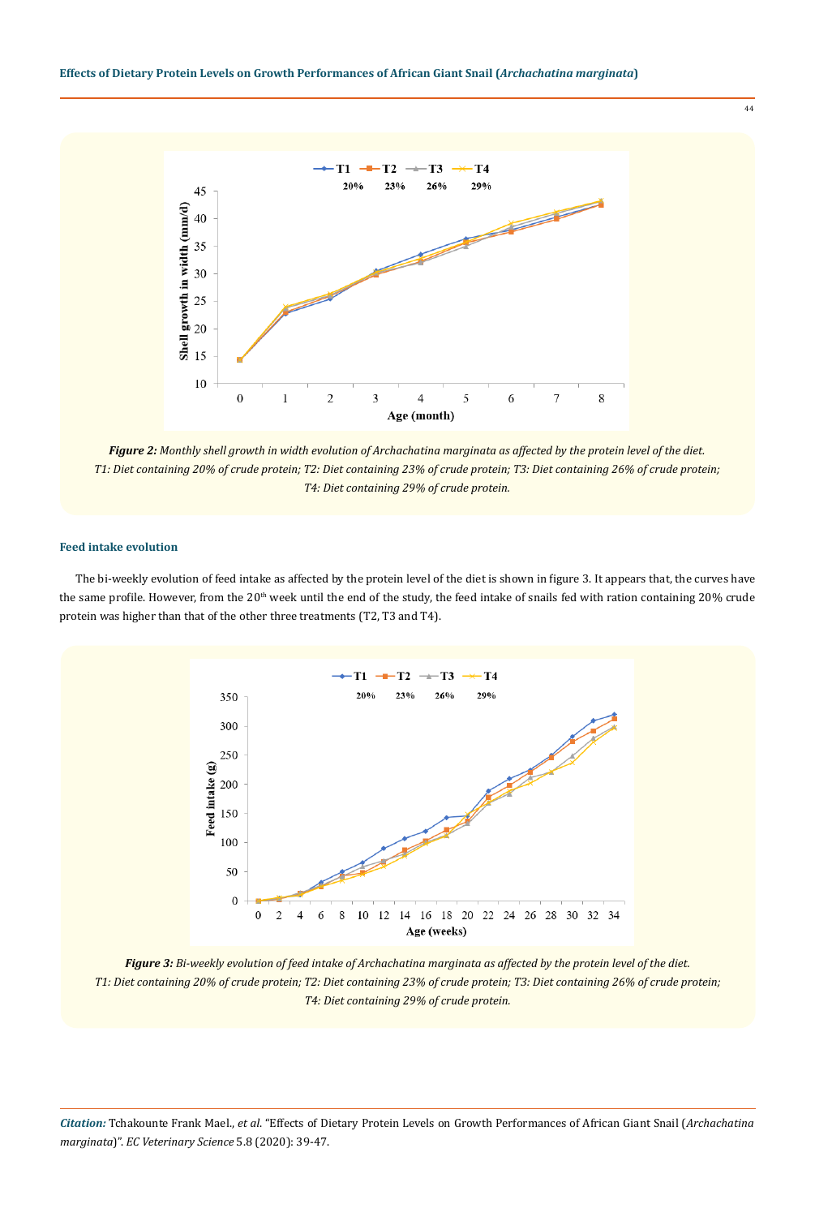*Figure 2: Monthly shell growth in width evolution of Archachatina marginata as affected by the protein level of the diet.*
*T1: Diet containing 20% of crude protein; T2: Diet containing 23% of crude protein; T3: Diet containing 26% of crude protein; T4: Diet containing 29% of crude protein.*

### Feed intake evolution

The bi-weekly evolution of feed intake as affected by the protein level of the diet is shown in figure 3. It appears that, the curves have the same profile. However, from the 20th week until the end of the study, the feed intake of snails fed with ration containing 20% crude protein was higher than that of the other three treatments (T2, T3 and T4).

*Figure 3: Bi-weekly evolution of feed intake of Archachatina marginata as affected by the protein level of the diet.*
*T1: Diet containing 20% of crude protein; T2: Diet containing 23% of crude protein; T3: Diet containing 26% of crude protein; T4: Diet containing 29% of crude protein.*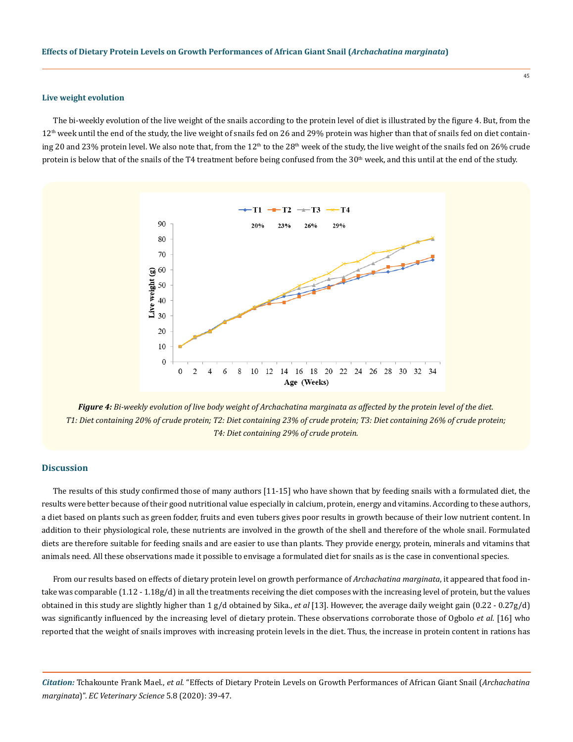### Live weight evolution

The bi-weekly evolution of the live weight of the snails according to the protein level of diet is illustrated by the figure 4. But, from the 12th week until the end of the study, the live weight of snails fed on 26 and 29% protein was higher than that of snails fed on diet containing 20 and 23% protein level. We also note that, from the 12th to the 28th week of the study, the live weight of the snails fed on 26% crude protein is below that of the snails of the T4 treatment before being confused from the 30th week, and this until at the end of the study.

***Figure 4:*** *Bi-weekly evolution of live body weight of Archachatina marginata as affected by the protein level of the diet. T1: Diet containing 20% of crude protein; T2: Diet containing 23% of crude protein; T3: Diet containing 26% of crude protein; T4: Diet containing 29% of crude protein.*

## Discussion

The results of this study confirmed those of many authors [11-15] who have shown that by feeding snails with a formulated diet, the results were better because of their good nutritional value especially in calcium, protein, energy and vitamins. According to these authors, a diet based on plants such as green fodder, fruits and even tubers gives poor results in growth because of their low nutrient content. In addition to their physiological role, these nutrients are involved in the growth of the shell and therefore of the whole snail. Formulated diets are therefore suitable for feeding snails and are easier to use than plants. They provide energy, protein, minerals and vitamins that animals need. All these observations made it possible to envisage a formulated diet for snails as is the case in conventional species.

From our results based on effects of dietary protein level on growth performance of *Archachatina marginata*, it appeared that food intake was comparable (1.12 - 1.18g/d) in all the treatments receiving the diet composes with the increasing level of protein, but the values obtained in this study are slightly higher than 1 g/d obtained by Sika., *et al* [13]. However, the average daily weight gain (0.22 - 0.27g/d) was significantly influenced by the increasing level of dietary protein. These observations corroborate those of Ogbolo *et al.* [16] who reported that the weight of snails improves with increasing protein levels in the diet. Thus, the increase in protein content in rations has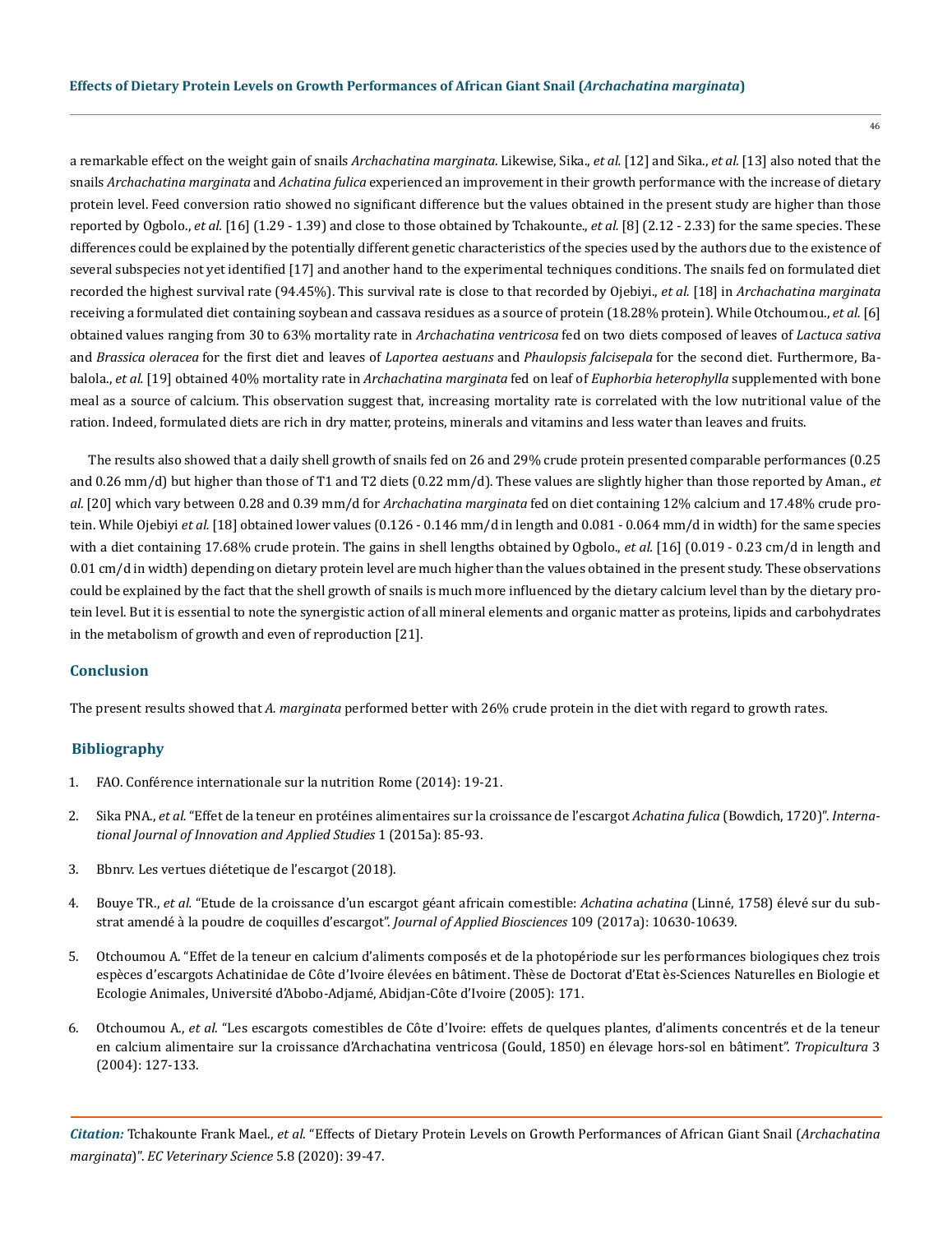a remarkable effect on the weight gain of snails *Archachatina marginata*. Likewise, Sika., *et al.* [12] and Sika., *et al.* [13] also noted that the snails *Archachatina marginata* and *Achatina fulica* experienced an improvement in their growth performance with the increase of dietary protein level. Feed conversion ratio showed no significant difference but the values obtained in the present study are higher than those reported by Ogbolo., *et al.* [16] (1.29 - 1.39) and close to those obtained by Tchakounte., *et al.* [8] (2.12 - 2.33) for the same species. These differences could be explained by the potentially different genetic characteristics of the species used by the authors due to the existence of several subspecies not yet identified [17] and another hand to the experimental techniques conditions. The snails fed on formulated diet recorded the highest survival rate (94.45%). This survival rate is close to that recorded by Ojebiyi., *et al.* [18] in *Archachatina marginata* receiving a formulated diet containing soybean and cassava residues as a source of protein (18.28% protein). While Otchoumou., *et al.* [6] obtained values ranging from 30 to 63% mortality rate in *Archachatina ventricosa* fed on two diets composed of leaves of *Lactuca sativa* and *Brassica oleracea* for the first diet and leaves of *Laportea aestuans* and *Phaulopsis falcisepala* for the second diet. Furthermore, Babalola., *et al.* [19] obtained 40% mortality rate in *Archachatina marginata* fed on leaf of *Euphorbia heterophylla* supplemented with bone meal as a source of calcium. This observation suggest that, increasing mortality rate is correlated with the low nutritional value of the ration. Indeed, formulated diets are rich in dry matter, proteins, minerals and vitamins and less water than leaves and fruits.

The results also showed that a daily shell growth of snails fed on 26 and 29% crude protein presented comparable performances (0.25 and 0.26 mm/d) but higher than those of T1 and T2 diets (0.22 mm/d). These values are slightly higher than those reported by Aman., *et al.* [20] which vary between 0.28 and 0.39 mm/d for *Archachatina marginata* fed on diet containing 12% calcium and 17.48% crude protein. While Ojebiyi *et al.* [18] obtained lower values (0.126 - 0.146 mm/d in length and 0.081 - 0.064 mm/d in width) for the same species with a diet containing 17.68% crude protein. The gains in shell lengths obtained by Ogbolo., *et al.* [16] (0.019 - 0.23 cm/d in length and 0.01 cm/d in width) depending on dietary protein level are much higher than the values obtained in the present study. These observations could be explained by the fact that the shell growth of snails is much more influenced by the dietary calcium level than by the dietary protein level. But it is essential to note the synergistic action of all mineral elements and organic matter as proteins, lipids and carbohydrates in the metabolism of growth and even of reproduction [21].

## Conclusion

The present results showed that *A. marginata* performed better with 26% crude protein in the diet with regard to growth rates.

## Bibliography

1. FAO. Conférence internationale sur la nutrition Rome (2014): 19-21.
2. Sika PNA., *et al.* "Effet de la teneur en protéines alimentaires sur la croissance de l'escargot *Achatina fulica* (Bowdich, 1720)". *International Journal of Innovation and Applied Studies* 1 (2015a): 85-93.
3. Bbnrv. Les vertues diétetique de l'escargot (2018).
4. Bouye TR., *et al.* "Etude de la croissance d'un escargot géant africain comestible: *Achatina achatina* (Linné, 1758) élevé sur du substrat amendé à la poudre de coquilles d'escargot". *Journal of Applied Biosciences* 109 (2017a): 10630-10639.
5. Otchoumou A. "Effet de la teneur en calcium d'aliments composés et de la photopériode sur les performances biologiques chez trois espèces d'escargots Achatinidae de Côte d'Ivoire élevées en bâtiment. Thèse de Doctorat d'Etat ès-Sciences Naturelles en Biologie et Ecologie Animales, Université d'Abobo-Adjamé, Abidjan-Côte d'Ivoire (2005): 171.
6. Otchoumou A., *et al.* "Les escargots comestibles de Côte d'Ivoire: effets de quelques plantes, d'aliments concentrés et de la teneur en calcium alimentaire sur la croissance d'Archachatina ventricosa (Gould, 1850) en élevage hors-sol en bâtiment". *Tropicultura* 3 (2004): 127-133.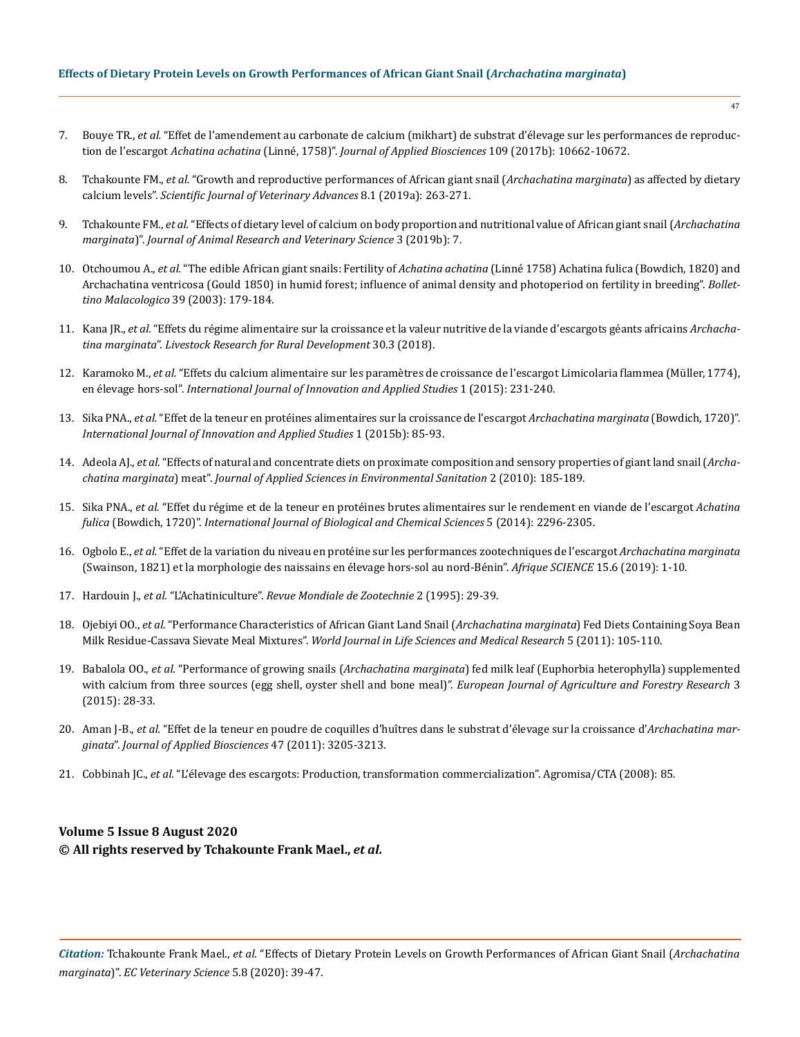7. Bouye TR., *et al.* "Effet de l'amendement au carbonate de calcium (mikhart) de substrat d'élevage sur les performances de reproduction de l'escargot *Achatina achatina* (Linné, 1758)". *Journal of Applied Biosciences* 109 (2017b): 10662-10672.
8. Tchakounte FM., *et al.* "Growth and reproductive performances of African giant snail (*Archachatina marginata*) as affected by dietary calcium levels". *Scientific Journal of Veterinary Advances* 8.1 (2019a): 263-271.
9. Tchakounte FM., *et al.* "Effects of dietary level of calcium on body proportion and nutritional value of African giant snail (*Archachatina marginata*)". *Journal of Animal Research and Veterinary Science* 3 (2019b): 7.
10. Otchoumou A., *et al.* "The edible African giant snails: Fertility of *Achatina achatina* (Linné 1758) Achatina fulica (Bowdich, 1820) and Archachatina ventricosa (Gould 1850) in humid forest; influence of animal density and photoperiod on fertility in breeding". *Bollettino Malacologico* 39 (2003): 179-184.
11. Kana JR., *et al.* "Effets du régime alimentaire sur la croissance et la valeur nutritive de la viande d'escargots géants africains *Archachatina marginata*". *Livestock Research for Rural Development* 30.3 (2018).
12. Karamoko M., *et al.* "Effets du calcium alimentaire sur les paramètres de croissance de l'escargot Limicolaria flammea (Müller, 1774), en élevage hors-sol". *International Journal of Innovation and Applied Studies* 1 (2015): 231-240.
13. Sika PNA., *et al.* "Effet de la teneur en protéines alimentaires sur la croissance de l'escargot *Archachatina marginata* (Bowdich, 1720)". *International Journal of Innovation and Applied Studies* 1 (2015b): 85-93.
14. Adeola AJ., *et al.* "Effects of natural and concentrate diets on proximate composition and sensory properties of giant land snail (*Archachatina marginata*) meat". *Journal of Applied Sciences in Environmental Sanitation* 2 (2010): 185-189.
15. Sika PNA., *et al.* "Effet du régime et de la teneur en protéines brutes alimentaires sur le rendement en viande de l'escargot *Achatina fulica* (Bowdich, 1720)". *International Journal of Biological and Chemical Sciences* 5 (2014): 2296-2305.
16. Ogbolo E., *et al.* "Effet de la variation du niveau en protéine sur les performances zootechniques de l'escargot *Archachatina marginata* (Swainson, 1821) et la morphologie des naissains en élevage hors-sol au nord-Bénin". *Afrique SCIENCE* 15.6 (2019): 1-10.
17. Hardouin J., *et al.* "L'Achatiniculture". *Revue Mondiale de Zootechnie* 2 (1995): 29-39.
18. Ojebiyi OO., *et al.* "Performance Characteristics of African Giant Land Snail (*Archachatina marginata*) Fed Diets Containing Soya Bean Milk Residue-Cassava Sievate Meal Mixtures". *World Journal in Life Sciences and Medical Research* 5 (2011): 105-110.
19. Babalola OO., *et al.* "Performance of growing snails (*Archachatina marginata*) fed milk leaf (Euphorbia heterophylla) supplemented with calcium from three sources (egg shell, oyster shell and bone meal)". *European Journal of Agriculture and Forestry Research* 3 (2015): 28-33.
20. Aman J-B., *et al.* "Effet de la teneur en poudre de coquilles d'huîtres dans le substrat d'élevage sur la croissance d'*Archachatina marginata*". *Journal of Applied Biosciences* 47 (2011): 3205-3213.
21. Cobbinah JC., *et al.* "L'élevage des escargots: Production, transformation commercialization". Agromisa/CTA (2008): 85.

**Volume 5 Issue 8 August 2020**
**© All rights reserved by Tchakounte Frank Mael., *et al*.**